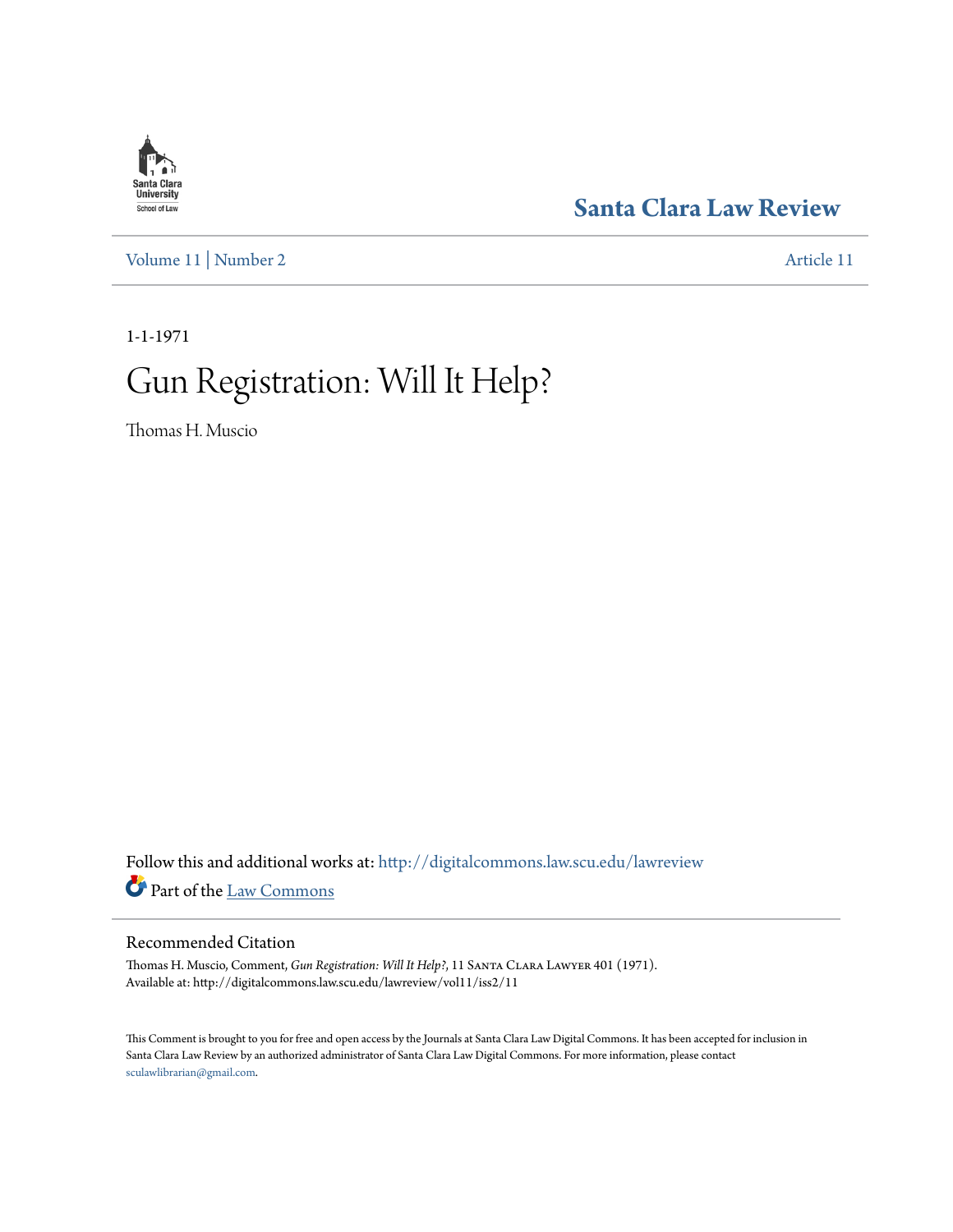Santa Clara Law Review

Volume 11 | Number 2

Article 11

1-1-1971

# Gun Registration: Will It Help?

Thomas H. Muscio

Follow this and additional works at: http://digitalcommons.law.scu.edu/lawreview

Part of the Law Commons

## Recommended Citation

Thomas H. Muscio, Comment, *Gun Registration: Will It Help?*, 11 Santa Clara Lawyer 401 (1971).
Available at: http://digitalcommons.law.scu.edu/lawreview/vol11/iss2/11

This Comment is brought to you for free and open access by the Journals at Santa Clara Law Digital Commons. It has been accepted for inclusion in Santa Clara Law Review by an authorized administrator of Santa Clara Law Digital Commons. For more information, please contact sculawlibrarian@gmail.com.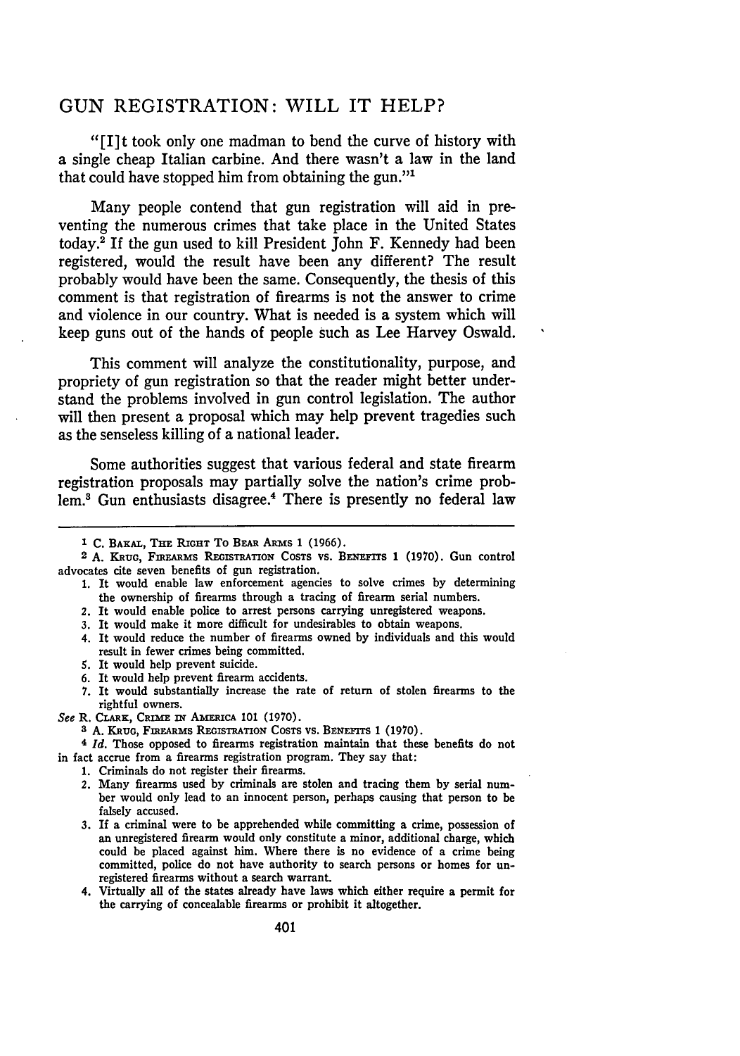## GUN REGISTRATION: WILL IT HELP?

"[I]t took only one madman to bend the curve of history with a single cheap Italian carbine. And there wasn't a law in the land that could have stopped him from obtaining the gun."[1]

Many people contend that gun registration will aid in preventing the numerous crimes that take place in the United States today.[2] If the gun used to kill President John F. Kennedy had been registered, would the result have been any different? The result probably would have been the same. Consequently, the thesis of this comment is that registration of firearms is not the answer to crime and violence in our country. What is needed is a system which will keep guns out of the hands of people such as Lee Harvey Oswald.

This comment will analyze the constitutionality, purpose, and propriety of gun registration so that the reader might better understand the problems involved in gun control legislation. The author will then present a proposal which may help prevent tragedies such as the senseless killing of a national leader.

Some authorities suggest that various federal and state firearm registration proposals may partially solve the nation's crime problem.[3] Gun enthusiasts disagree.[4] There is presently no federal law

---

[1] C. BAKAL, THE RIGHT TO BEAR ARMS 1 (1966).

[2] A. KRUG, FIREARMS REGISTRATION COSTS VS. BENEFITS 1 (1970). Gun control advocates cite seven benefits of gun registration.

1. It would enable law enforcement agencies to solve crimes by determining the ownership of firearms through a tracing of firearm serial numbers.
2. It would enable police to arrest persons carrying unregistered weapons.
3. It would make it more difficult for undesirables to obtain weapons.
4. It would reduce the number of firearms owned by individuals and this would result in fewer crimes being committed.
5. It would help prevent suicide.
6. It would help prevent firearm accidents.
7. It would substantially increase the rate of return of stolen firearms to the rightful owners.

*See* R. CLARK, CRIME IN AMERICA 101 (1970).

[3] A. KRUG, FIREARMS REGISTRATION COSTS VS. BENEFITS 1 (1970).

[4] *Id.* Those opposed to firearms registration maintain that these benefits do not in fact accrue from a firearms registration program. They say that:

1. Criminals do not register their firearms.
2. Many firearms used by criminals are stolen and tracing them by serial number would only lead to an innocent person, perhaps causing that person to be falsely accused.
3. If a criminal were to be apprehended while committing a crime, possession of an unregistered firearm would only constitute a minor, additional charge, which could be placed against him. Where there is no evidence of a crime being committed, police do not have authority to search persons or homes for unregistered firearms without a search warrant.
4. Virtually all of the states already have laws which either require a permit for the carrying of concealable firearms or prohibit it altogether.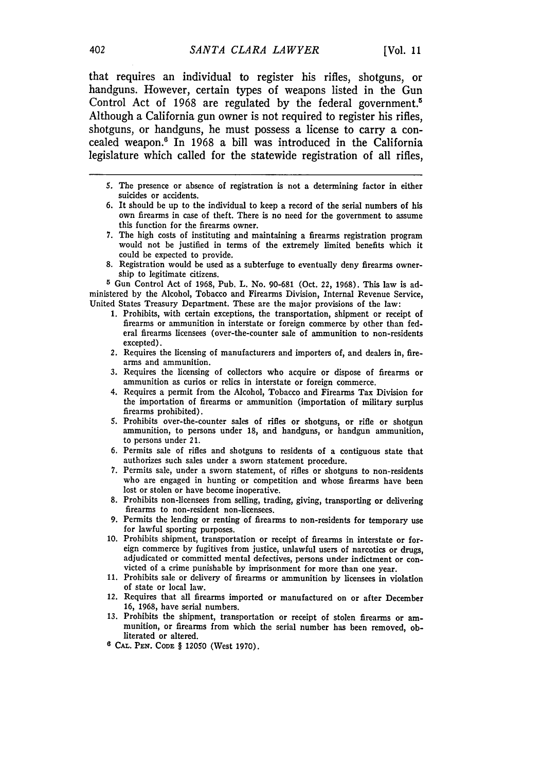that requires an individual to register his rifles, shotguns, or handguns. However, certain types of weapons listed in the Gun Control Act of 1968 are regulated by the federal government.[5] Although a California gun owner is not required to register his rifles, shotguns, or handguns, he must possess a license to carry a concealed weapon.[6] In 1968 a bill was introduced in the California legislature which called for the statewide registration of all rifles,

---

5. The presence or absence of registration is not a determining factor in either suicides or accidents.
6. It should be up to the individual to keep a record of the serial numbers of his own firearms in case of theft. There is no need for the government to assume this function for the firearms owner.
7. The high costs of instituting and maintaining a firearms registration program would not be justified in terms of the extremely limited benefits which it could be expected to provide.
8. Registration would be used as a subterfuge to eventually deny firearms ownership to legitimate citizens.

[5] Gun Control Act of 1968, Pub. L. No. 90-681 (Oct. 22, 1968). This law is administered by the Alcohol, Tobacco and Firearms Division, Internal Revenue Service, United States Treasury Department. These are the major provisions of the law:

1. Prohibits, with certain exceptions, the transportation, shipment or receipt of firearms or ammunition in interstate or foreign commerce by other than federal firearms licensees (over-the-counter sale of ammunition to non-residents excepted).
2. Requires the licensing of manufacturers and importers of, and dealers in, firearms and ammunition.
3. Requires the licensing of collectors who acquire or dispose of firearms or ammunition as curios or relics in interstate or foreign commerce.
4. Requires a permit from the Alcohol, Tobacco and Firearms Tax Division for the importation of firearms or ammunition (importation of military surplus firearms prohibited).
5. Prohibits over-the-counter sales of rifles or shotguns, or rifle or shotgun ammunition, to persons under 18, and handguns, or handgun ammunition, to persons under 21.
6. Permits sale of rifles and shotguns to residents of a contiguous state that authorizes such sales under a sworn statement procedure.
7. Permits sale, under a sworn statement, of rifles or shotguns to non-residents who are engaged in hunting or competition and whose firearms have been lost or stolen or have become inoperative.
8. Prohibits non-licensees from selling, trading, giving, transporting or delivering firearms to non-resident non-licensees.
9. Permits the lending or renting of firearms to non-residents for temporary use for lawful sporting purposes.
10. Prohibits shipment, transportation or receipt of firearms in interstate or foreign commerce by fugitives from justice, unlawful users of narcotics or drugs, adjudicated or committed mental defectives, persons under indictment or convicted of a crime punishable by imprisonment for more than one year.
11. Prohibits sale or delivery of firearms or ammunition by licensees in violation of state or local law.
12. Requires that all firearms imported or manufactured on or after December 16, 1968, have serial numbers.
13. Prohibits the shipment, transportation or receipt of stolen firearms or ammunition, or firearms from which the serial number has been removed, obliterated or altered.

[6] CAL. PEN. CODE § 12050 (West 1970).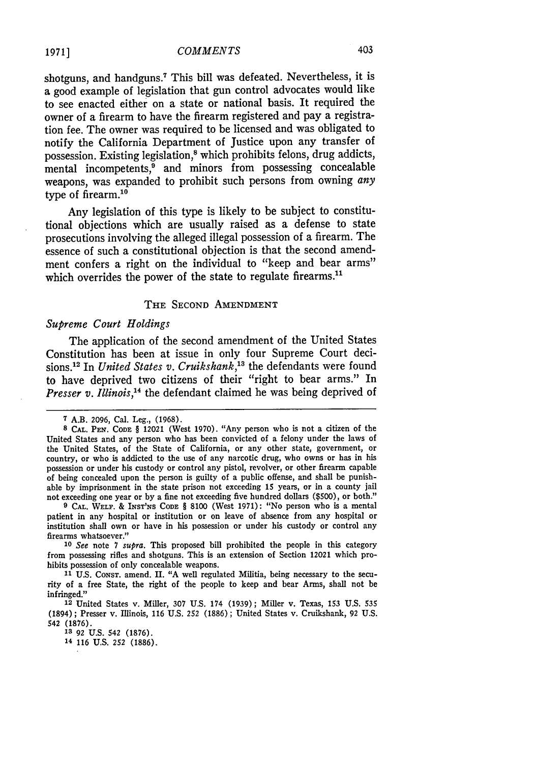shotguns, and handguns.[7] This bill was defeated. Nevertheless, it is a good example of legislation that gun control advocates would like to see enacted either on a state or national basis. It required the owner of a firearm to have the firearm registered and pay a registration fee. The owner was required to be licensed and was obligated to notify the California Department of Justice upon any transfer of possession. Existing legislation,[8] which prohibits felons, drug addicts, mental incompetents,[9] and minors from possessing concealable weapons, was expanded to prohibit such persons from owning *any* type of firearm.[10]

Any legislation of this type is likely to be subject to constitutional objections which are usually raised as a defense to state prosecutions involving the alleged illegal possession of a firearm. The essence of such a constitutional objection is that the second amendment confers a right on the individual to "keep and bear arms" which overrides the power of the state to regulate firearms.[11]

## THE SECOND AMENDMENT

### *Supreme Court Holdings*

The application of the second amendment of the United States Constitution has been at issue in only four Supreme Court decisions.[12] In *United States v. Cruikshank*,[13] the defendants were found to have deprived two citizens of their "right to bear arms." In *Presser v. Illinois*,[14] the defendant claimed he was being deprived of

---

[7] A.B. 2096, Cal. Leg., (1968).

[8] CAL. PEN. CODE § 12021 (West 1970). "Any person who is not a citizen of the United States and any person who has been convicted of a felony under the laws of the United States, of the State of California, or any other state, government, or country, or who is addicted to the use of any narcotic drug, who owns or has in his possession or under his custody or control any pistol, revolver, or other firearm capable of being concealed upon the person is guilty of a public offense, and shall be punishable by imprisonment in the state prison not exceeding 15 years, or in a county jail not exceeding one year or by a fine not exceeding five hundred dollars ($500), or both."

[9] CAL. WELF. & INST'NS CODE § 8100 (West 1971): "No person who is a mental patient in any hospital or institution or on leave of absence from any hospital or institution shall own or have in his possession or under his custody or control any firearms whatsoever."

[10] *See* note 7 *supra*. This proposed bill prohibited the people in this category from possessing rifles and shotguns. This is an extension of Section 12021 which prohibits possession of only concealable weapons.

[11] U.S. CONST. amend. II. "A well regulated Militia, being necessary to the security of a free State, the right of the people to keep and bear Arms, shall not be infringed."

[12] United States v. Miller, 307 U.S. 174 (1939); Miller v. Texas, 153 U.S. 535 (1894); Presser v. Illinois, 116 U.S. 252 (1886); United States v. Cruikshank, 92 U.S. 542 (1876).

[13] 92 U.S. 542 (1876).

[14] 116 U.S. 252 (1886).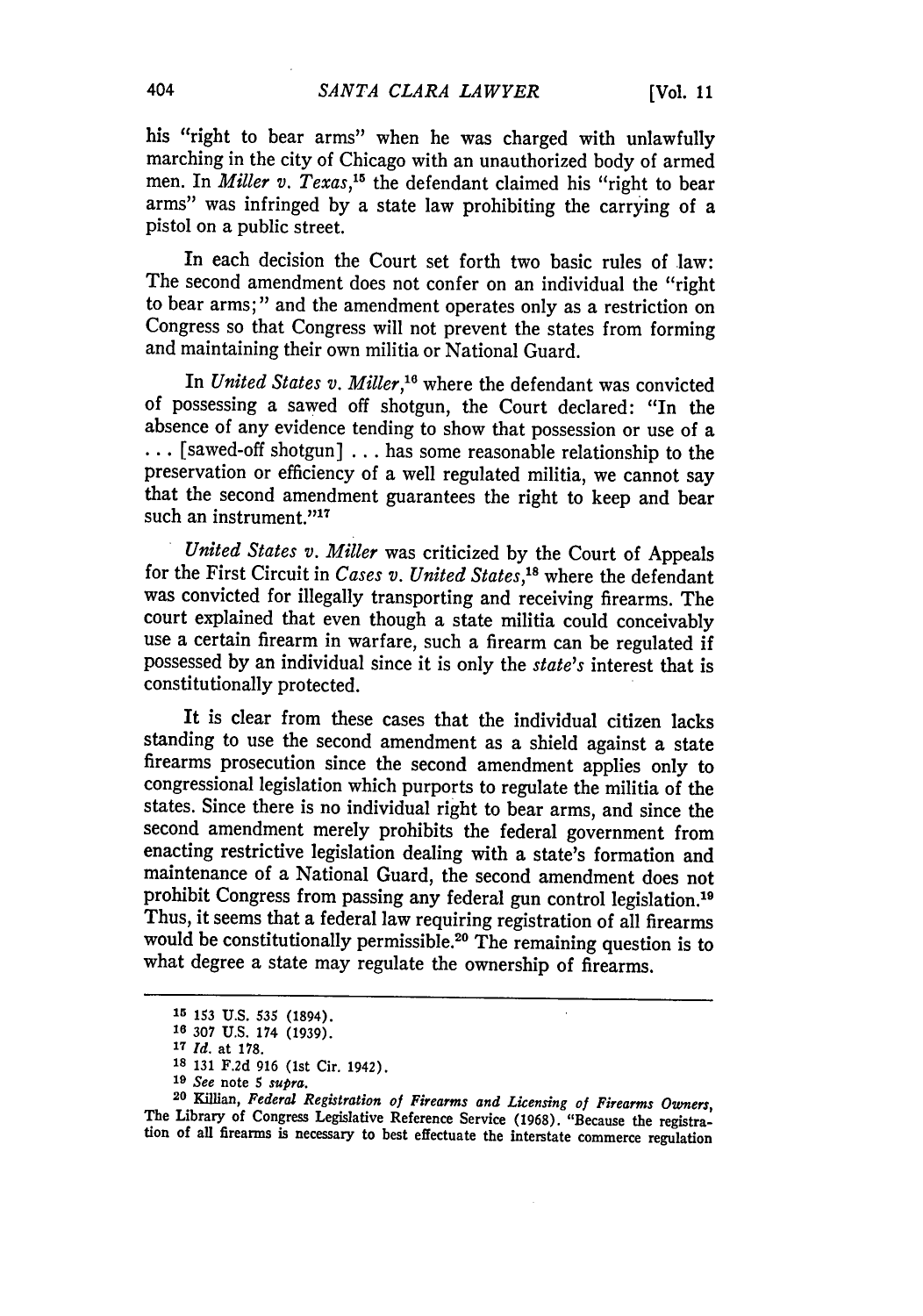his "right to bear arms" when he was charged with unlawfully marching in the city of Chicago with an unauthorized body of armed men. In *Miller v. Texas*,[15] the defendant claimed his "right to bear arms" was infringed by a state law prohibiting the carrying of a pistol on a public street.

In each decision the Court set forth two basic rules of law: The second amendment does not confer on an individual the "right to bear arms;" and the amendment operates only as a restriction on Congress so that Congress will not prevent the states from forming and maintaining their own militia or National Guard.

In *United States v. Miller*,[16] where the defendant was convicted of possessing a sawed off shotgun, the Court declared: "In the absence of any evidence tending to show that possession or use of a . . . [sawed-off shotgun] . . . has some reasonable relationship to the preservation or efficiency of a well regulated militia, we cannot say that the second amendment guarantees the right to keep and bear such an instrument."[17]

*United States v. Miller* was criticized by the Court of Appeals for the First Circuit in *Cases v. United States*,[18] where the defendant was convicted for illegally transporting and receiving firearms. The court explained that even though a state militia could conceivably use a certain firearm in warfare, such a firearm can be regulated if possessed by an individual since it is only the *state's* interest that is constitutionally protected.

It is clear from these cases that the individual citizen lacks standing to use the second amendment as a shield against a state firearms prosecution since the second amendment applies only to congressional legislation which purports to regulate the militia of the states. Since there is no individual right to bear arms, and since the second amendment merely prohibits the federal government from enacting restrictive legislation dealing with a state's formation and maintenance of a National Guard, the second amendment does not prohibit Congress from passing any federal gun control legislation.[19] Thus, it seems that a federal law requiring registration of all firearms would be constitutionally permissible.[20] The remaining question is to what degree a state may regulate the ownership of firearms.

---

[15] 153 U.S. 535 (1894).

[16] 307 U.S. 174 (1939).

[17] *Id.* at 178.

[18] 131 F.2d 916 (1st Cir. 1942).

[19] *See* note 5 *supra*.

[20] Killian, *Federal Registration of Firearms and Licensing of Firearms Owners*, The Library of Congress Legislative Reference Service (1968). "Because the registration of all firearms is necessary to best effectuate the interstate commerce regulation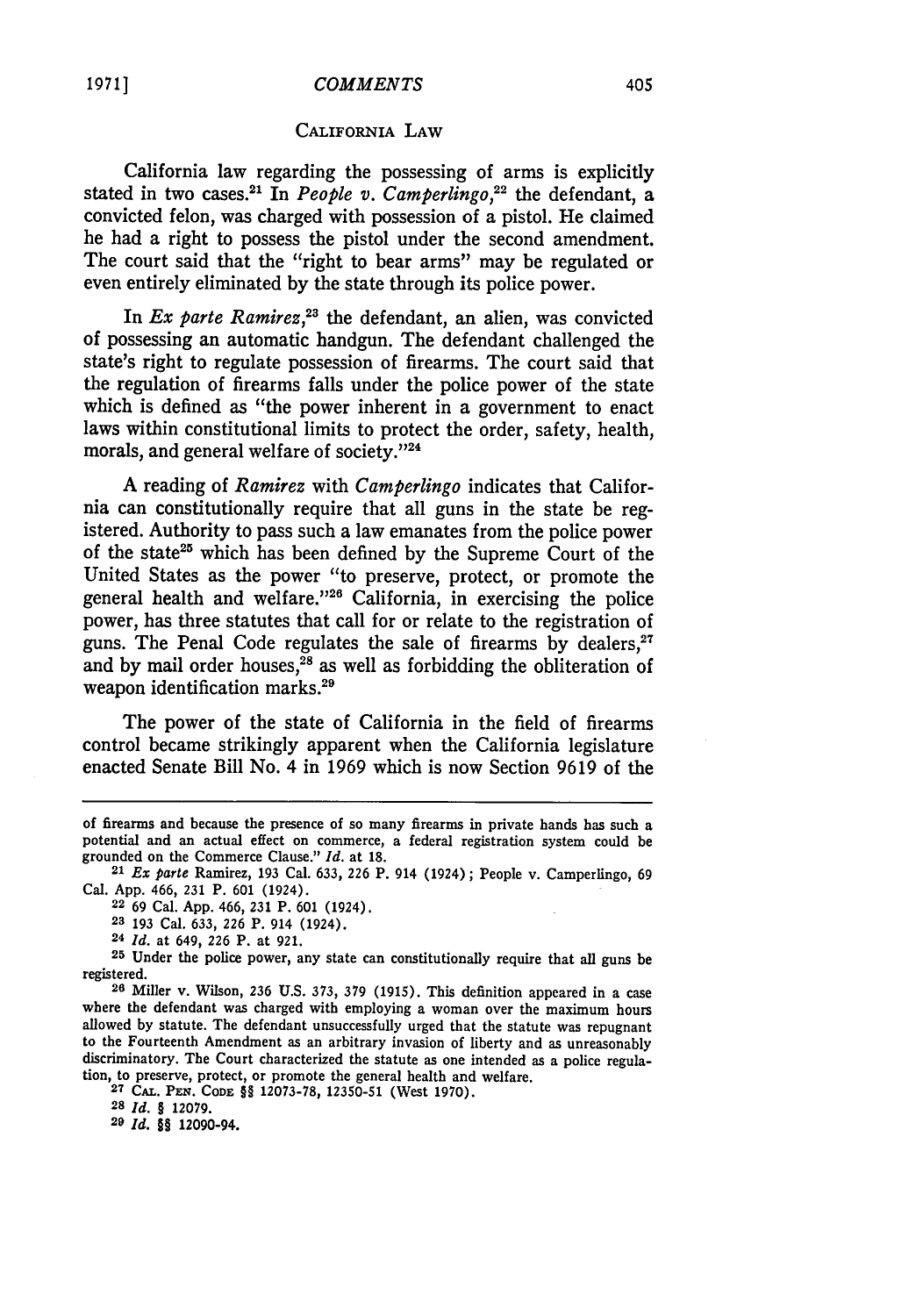## CALIFORNIA LAW

California law regarding the possessing of arms is explicitly stated in two cases.[21] In *People v. Camperlingo*,[22] the defendant, a convicted felon, was charged with possession of a pistol. He claimed he had a right to possess the pistol under the second amendment. The court said that the "right to bear arms" may be regulated or even entirely eliminated by the state through its police power.

In *Ex parte Ramirez*,[23] the defendant, an alien, was convicted of possessing an automatic handgun. The defendant challenged the state's right to regulate possession of firearms. The court said that the regulation of firearms falls under the police power of the state which is defined as "the power inherent in a government to enact laws within constitutional limits to protect the order, safety, health, morals, and general welfare of society."[24]

A reading of *Ramirez* with *Camperlingo* indicates that California can constitutionally require that all guns in the state be registered. Authority to pass such a law emanates from the police power of the state[25] which has been defined by the Supreme Court of the United States as the power "to preserve, protect, or promote the general health and welfare."[26] California, in exercising the police power, has three statutes that call for or relate to the registration of guns. The Penal Code regulates the sale of firearms by dealers,[27] and by mail order houses,[28] as well as forbidding the obliteration of weapon identification marks.[29]

The power of the state of California in the field of firearms control became strikingly apparent when the California legislature enacted Senate Bill No. 4 in 1969 which is now Section 9619 of the

---

of firearms and because the presence of so many firearms in private hands has such a potential and an actual effect on commerce, a federal registration system could be grounded on the Commerce Clause." *Id.* at 18.

[21] *Ex parte* Ramirez, 193 Cal. 633, 226 P. 914 (1924); People v. Camperlingo, 69 Cal. App. 466, 231 P. 601 (1924).

[22] 69 Cal. App. 466, 231 P. 601 (1924).

[23] 193 Cal. 633, 226 P. 914 (1924).

[24] *Id.* at 649, 226 P. at 921.

[25] Under the police power, any state can constitutionally require that all guns be registered.

[26] Miller v. Wilson, 236 U.S. 373, 379 (1915). This definition appeared in a case where the defendant was charged with employing a woman over the maximum hours allowed by statute. The defendant unsuccessfully urged that the statute was repugnant to the Fourteenth Amendment as an arbitrary invasion of liberty and as unreasonably discriminatory. The Court characterized the statute as one intended as a police regulation, to preserve, protect, or promote the general health and welfare.

[27] CAL. PEN. CODE §§ 12073-78, 12350-51 (West 1970).

[28] *Id.* § 12079.

[29] *Id.* §§ 12090-94.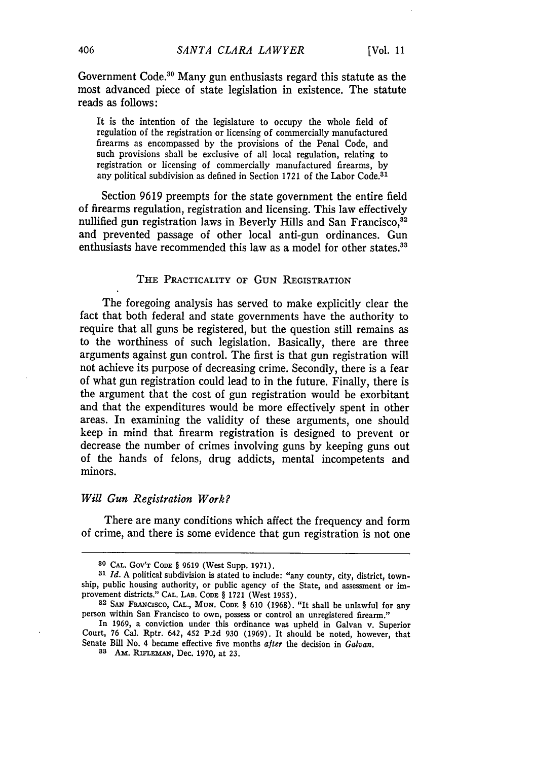Government Code.[30] Many gun enthusiasts regard this statute as the most advanced piece of state legislation in existence. The statute reads as follows:

> It is the intention of the legislature to occupy the whole field of regulation of the registration or licensing of commercially manufactured firearms as encompassed by the provisions of the Penal Code, and such provisions shall be exclusive of all local regulation, relating to registration or licensing of commercially manufactured firearms, by any political subdivision as defined in Section 1721 of the Labor Code.[31]

Section 9619 preempts for the state government the entire field of firearms regulation, registration and licensing. This law effectively nullified gun registration laws in Beverly Hills and San Francisco,[32] and prevented passage of other local anti-gun ordinances. Gun enthusiasts have recommended this law as a model for other states.[33]

## THE PRACTICALITY OF GUN REGISTRATION

The foregoing analysis has served to make explicitly clear the fact that both federal and state governments have the authority to require that all guns be registered, but the question still remains as to the worthiness of such legislation. Basically, there are three arguments against gun control. The first is that gun registration will not achieve its purpose of decreasing crime. Secondly, there is a fear of what gun registration could lead to in the future. Finally, there is the argument that the cost of gun registration would be exorbitant and that the expenditures would be more effectively spent in other areas. In examining the validity of these arguments, one should keep in mind that firearm registration is designed to prevent or decrease the number of crimes involving guns by keeping guns out of the hands of felons, drug addicts, mental incompetents and minors.

### *Will Gun Registration Work?*

There are many conditions which affect the frequency and form of crime, and there is some evidence that gun registration is not one

---

[30] CAL. GOV'T CODE § 9619 (West Supp. 1971).

[31] *Id.* A political subdivision is stated to include: "any county, city, district, township, public housing authority, or public agency of the State, and assessment or improvement districts." CAL. LAB. CODE § 1721 (West 1955).

[32] SAN FRANCISCO, CAL., MUN. CODE § 610 (1968). "It shall be unlawful for any person within San Francisco to own, possess or control an unregistered firearm."

In 1969, a conviction under this ordinance was upheld in Galvan v. Superior Court, 76 Cal. Rptr. 642, 452 P.2d 930 (1969). It should be noted, however, that Senate Bill No. 4 became effective five months *after* the decision in *Galvan.*

[33] AM. RIFLEMAN, Dec. 1970, at 23.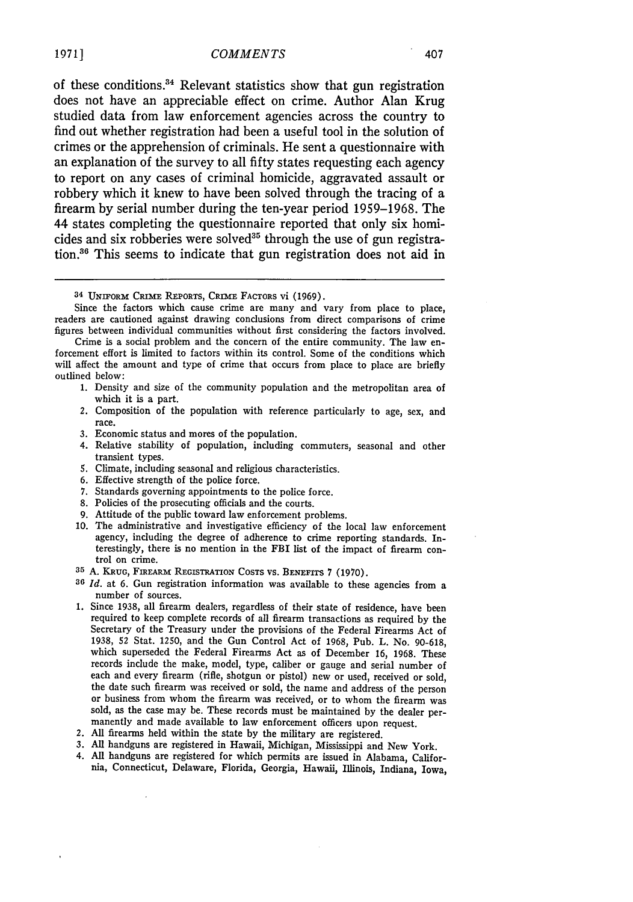of these conditions.[34] Relevant statistics show that gun registration does not have an appreciable effect on crime. Author Alan Krug studied data from law enforcement agencies across the country to find out whether registration had been a useful tool in the solution of crimes or the apprehension of criminals. He sent a questionnaire with an explanation of the survey to all fifty states requesting each agency to report on any cases of criminal homicide, aggravated assault or robbery which it knew to have been solved through the tracing of a firearm by serial number during the ten-year period 1959–1968. The 44 states completing the questionnaire reported that only six homicides and six robberies were solved[35] through the use of gun registration.[36] This seems to indicate that gun registration does not aid in

---

[34] UNIFORM CRIME REPORTS, CRIME FACTORS vi (1969).

Since the factors which cause crime are many and vary from place to place, readers are cautioned against drawing conclusions from direct comparisons of crime figures between individual communities without first considering the factors involved.

Crime is a social problem and the concern of the entire community. The law enforcement effort is limited to factors within its control. Some of the conditions which will affect the amount and type of crime that occurs from place to place are briefly outlined below:

1. Density and size of the community population and the metropolitan area of which it is a part.
2. Composition of the population with reference particularly to age, sex, and race.
3. Economic status and mores of the population.
4. Relative stability of population, including commuters, seasonal and other transient types.
5. Climate, including seasonal and religious characteristics.
6. Effective strength of the police force.
7. Standards governing appointments to the police force.
8. Policies of the prosecuting officials and the courts.
9. Attitude of the public toward law enforcement problems.
10. The administrative and investigative efficiency of the local law enforcement agency, including the degree of adherence to crime reporting standards. Interestingly, there is no mention in the FBI list of the impact of firearm control on crime.

[35] A. KRUG, FIREARM REGISTRATION COSTS VS. BENEFITS 7 (1970).

[36] *Id.* at 6. Gun registration information was available to these agencies from a number of sources.

1. Since 1938, all firearm dealers, regardless of their state of residence, have been required to keep complete records of all firearm transactions as required by the Secretary of the Treasury under the provisions of the Federal Firearms Act of 1938, 52 Stat. 1250, and the Gun Control Act of 1968, Pub. L. No. 90-618, which superseded the Federal Firearms Act as of December 16, 1968. These records include the make, model, type, caliber or gauge and serial number of each and every firearm (rifle, shotgun or pistol) new or used, received or sold, the date such firearm was received or sold, the name and address of the person or business from whom the firearm was received, or to whom the firearm was sold, as the case may be. These records must be maintained by the dealer permanently and made available to law enforcement officers upon request.
2. All firearms held within the state by the military are registered.
3. All handguns are registered in Hawaii, Michigan, Mississippi and New York.
4. All handguns are registered for which permits are issued in Alabama, California, Connecticut, Delaware, Florida, Georgia, Hawaii, Illinois, Indiana, Iowa,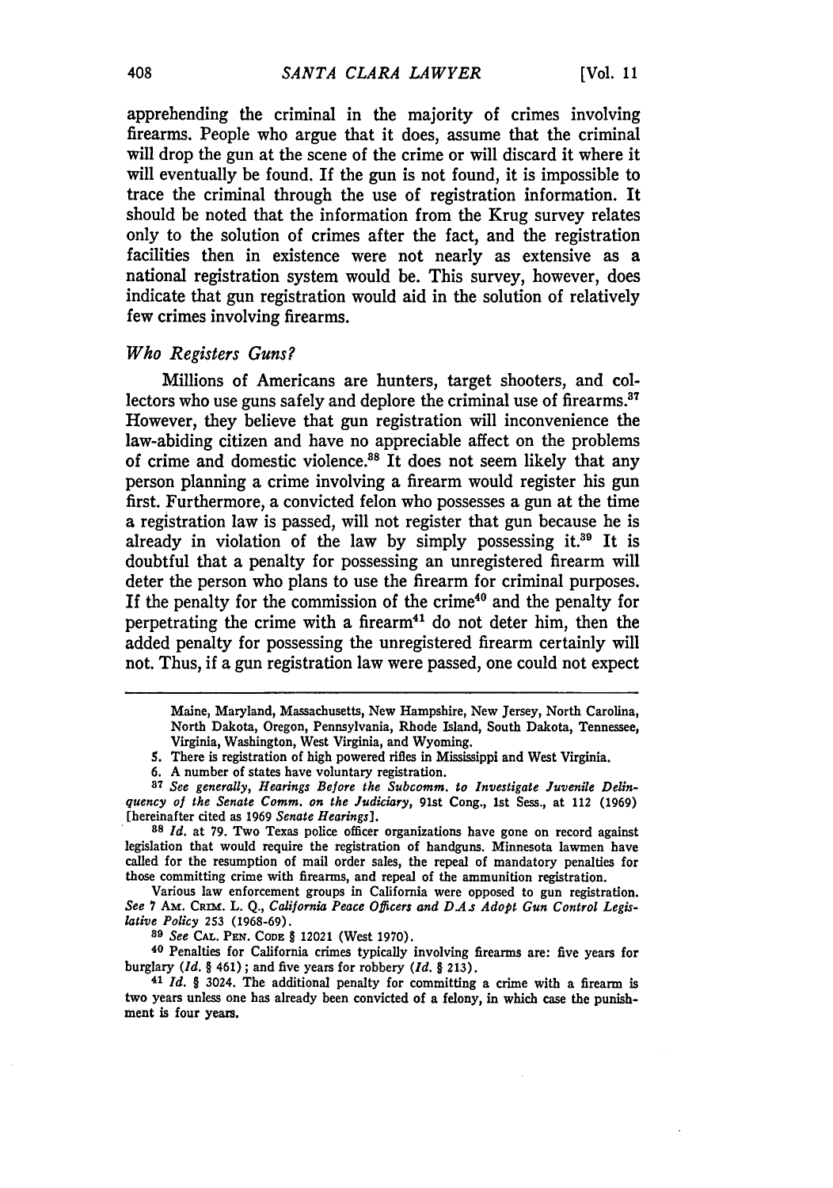apprehending the criminal in the majority of crimes involving firearms. People who argue that it does, assume that the criminal will drop the gun at the scene of the crime or will discard it where it will eventually be found. If the gun is not found, it is impossible to trace the criminal through the use of registration information. It should be noted that the information from the Krug survey relates only to the solution of crimes after the fact, and the registration facilities then in existence were not nearly as extensive as a national registration system would be. This survey, however, does indicate that gun registration would aid in the solution of relatively few crimes involving firearms.

### *Who Registers Guns?*

Millions of Americans are hunters, target shooters, and collectors who use guns safely and deplore the criminal use of firearms.[37] However, they believe that gun registration will inconvenience the law-abiding citizen and have no appreciable affect on the problems of crime and domestic violence.[38] It does not seem likely that any person planning a crime involving a firearm would register his gun first. Furthermore, a convicted felon who possesses a gun at the time a registration law is passed, will not register that gun because he is already in violation of the law by simply possessing it.[39] It is doubtful that a penalty for possessing an unregistered firearm will deter the person who plans to use the firearm for criminal purposes. If the penalty for the commission of the crime[40] and the penalty for perpetrating the crime with a firearm[41] do not deter him, then the added penalty for possessing the unregistered firearm certainly will not. Thus, if a gun registration law were passed, one could not expect

---

Maine, Maryland, Massachusetts, New Hampshire, New Jersey, North Carolina, North Dakota, Oregon, Pennsylvania, Rhode Island, South Dakota, Tennessee, Virginia, Washington, West Virginia, and Wyoming.

5. There is registration of high powered rifles in Mississippi and West Virginia.

6. A number of states have voluntary registration.

[37] *See generally, Hearings Before the Subcomm. to Investigate Juvenile Delinquency of the Senate Comm. on the Judiciary*, 91st Cong., 1st Sess., at 112 (1969) [hereinafter cited as 1969 *Senate Hearings*].

[38] *Id.* at 79. Two Texas police officer organizations have gone on record against legislation that would require the registration of handguns. Minnesota lawmen have called for the resumption of mail order sales, the repeal of mandatory penalties for those committing crime with firearms, and repeal of the ammunition registration.

Various law enforcement groups in California were opposed to gun registration. *See* 7 AM. CRIM. L. Q., *California Peace Officers and D.A.s Adopt Gun Control Legislative Policy* 253 (1968-69).

[39] *See* CAL. PEN. CODE § 12021 (West 1970).

[40] Penalties for California crimes typically involving firearms are: five years for burglary (*Id.* § 461); and five years for robbery (*Id.* § 213).

[41] *Id.* § 3024. The additional penalty for committing a crime with a firearm is two years unless one has already been convicted of a felony, in which case the punishment is four years.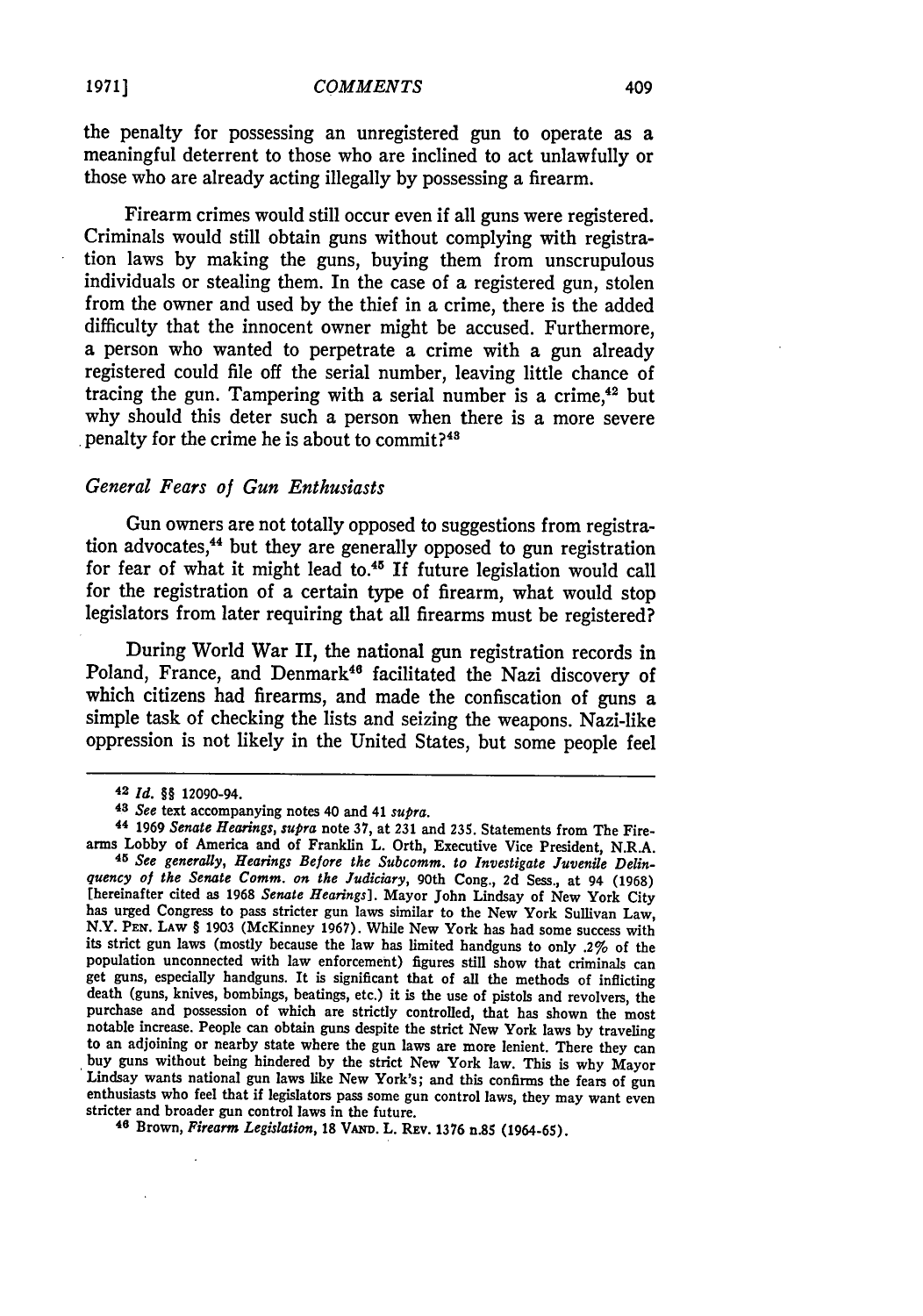the penalty for possessing an unregistered gun to operate as a meaningful deterrent to those who are inclined to act unlawfully or those who are already acting illegally by possessing a firearm.

Firearm crimes would still occur even if all guns were registered. Criminals would still obtain guns without complying with registration laws by making the guns, buying them from unscrupulous individuals or stealing them. In the case of a registered gun, stolen from the owner and used by the thief in a crime, there is the added difficulty that the innocent owner might be accused. Furthermore, a person who wanted to perpetrate a crime with a gun already registered could file off the serial number, leaving little chance of tracing the gun. Tampering with a serial number is a crime,[42] but why should this deter such a person when there is a more severe penalty for the crime he is about to commit?[43]

### *General Fears of Gun Enthusiasts*

Gun owners are not totally opposed to suggestions from registration advocates,[44] but they are generally opposed to gun registration for fear of what it might lead to.[45] If future legislation would call for the registration of a certain type of firearm, what would stop legislators from later requiring that all firearms must be registered?

During World War II, the national gun registration records in Poland, France, and Denmark[46] facilitated the Nazi discovery of which citizens had firearms, and made the confiscation of guns a simple task of checking the lists and seizing the weapons. Nazi-like oppression is not likely in the United States, but some people feel

---

[42] *Id.* §§ 12090-94.

[43] *See* text accompanying notes 40 and 41 *supra.*

[44] 1969 *Senate Hearings, supra* note 37, at 231 and 235. Statements from The Firearms Lobby of America and of Franklin L. Orth, Executive Vice President, N.R.A.

[45] *See generally, Hearings Before the Subcomm. to Investigate Juvenile Delinquency of the Senate Comm. on the Judiciary,* 90th Cong., 2d Sess., at 94 (1968) [hereinafter cited as 1968 *Senate Hearings*]. Mayor John Lindsay of New York City has urged Congress to pass stricter gun laws similar to the New York Sullivan Law, N.Y. PEN. LAW § 1903 (McKinney 1967). While New York has had some success with its strict gun laws (mostly because the law has limited handguns to only .2% of the population unconnected with law enforcement) figures still show that criminals can get guns, especially handguns. It is significant that of all the methods of inflicting death (guns, knives, bombings, beatings, etc.) it is the use of pistols and revolvers, the purchase and possession of which are strictly controlled, that has shown the most notable increase. People can obtain guns despite the strict New York laws by traveling to an adjoining or nearby state where the gun laws are more lenient. There they can buy guns without being hindered by the strict New York law. This is why Mayor Lindsay wants national gun laws like New York's; and this confirms the fears of gun enthusiasts who feel that if legislators pass some gun control laws, they may want even stricter and broader gun control laws in the future.

[46] Brown, *Firearm Legislation,* 18 VAND. L. REV. 1376 n.85 (1964-65).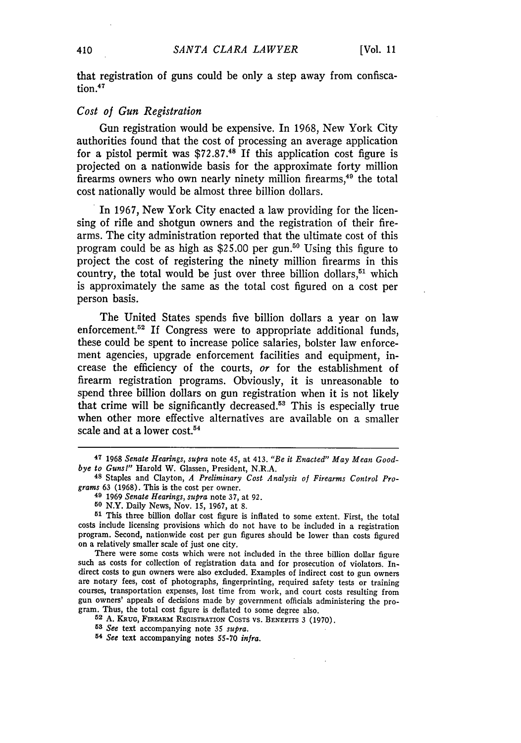that registration of guns could be only a step away from confiscation.[47]

### *Cost of Gun Registration*

Gun registration would be expensive. In 1968, New York City authorities found that the cost of processing an average application for a pistol permit was $72.87.[48] If this application cost figure is projected on a nationwide basis for the approximate forty million firearms owners who own nearly ninety million firearms,[49] the total cost nationally would be almost three billion dollars.

In 1967, New York City enacted a law providing for the licensing of rifle and shotgun owners and the registration of their firearms. The city administration reported that the ultimate cost of this program could be as high as $25.00 per gun.[50] Using this figure to project the cost of registering the ninety million firearms in this country, the total would be just over three billion dollars,[51] which is approximately the same as the total cost figured on a cost per person basis.

The United States spends five billion dollars a year on law enforcement.[52] If Congress were to appropriate additional funds, these could be spent to increase police salaries, bolster law enforcement agencies, upgrade enforcement facilities and equipment, increase the efficiency of the courts, *or* for the establishment of firearm registration programs. Obviously, it is unreasonable to spend three billion dollars on gun registration when it is not likely that crime will be significantly decreased.[53] This is especially true when other more effective alternatives are available on a smaller scale and at a lower cost.[54]

---

[47] 1968 *Senate Hearings, supra* note 45, at 413. *"Be it Enacted" May Mean Goodbye to Guns!"* Harold W. Glassen, President, N.R.A.

[48] Staples and Clayton, *A Preliminary Cost Analysis of Firearms Control Programs* 63 (1968). This is the cost per owner.

[49] 1969 *Senate Hearings, supra* note 37, at 92.

[50] N.Y. Daily News, Nov. 15, 1967, at 8.

[51] This three billion dollar cost figure is inflated to some extent. First, the total costs include licensing provisions which do not have to be included in a registration program. Second, nationwide cost per gun figures should be lower than costs figured on a relatively smaller scale of just one city.

There were some costs which were not included in the three billion dollar figure such as costs for collection of registration data and for prosecution of violators. Indirect costs to gun owners were also excluded. Examples of indirect cost to gun owners are notary fees, cost of photographs, fingerprinting, required safety tests or training courses, transportation expenses, lost time from work, and court costs resulting from gun owners' appeals of decisions made by government officials administering the program. Thus, the total cost figure is deflated to some degree also.

[52] A. KRUG, FIREARM REGISTRATION COSTS VS. BENEFITS 3 (1970).

[53] *See* text accompanying note 35 *supra*.

[54] *See* text accompanying notes 55-70 *infra*.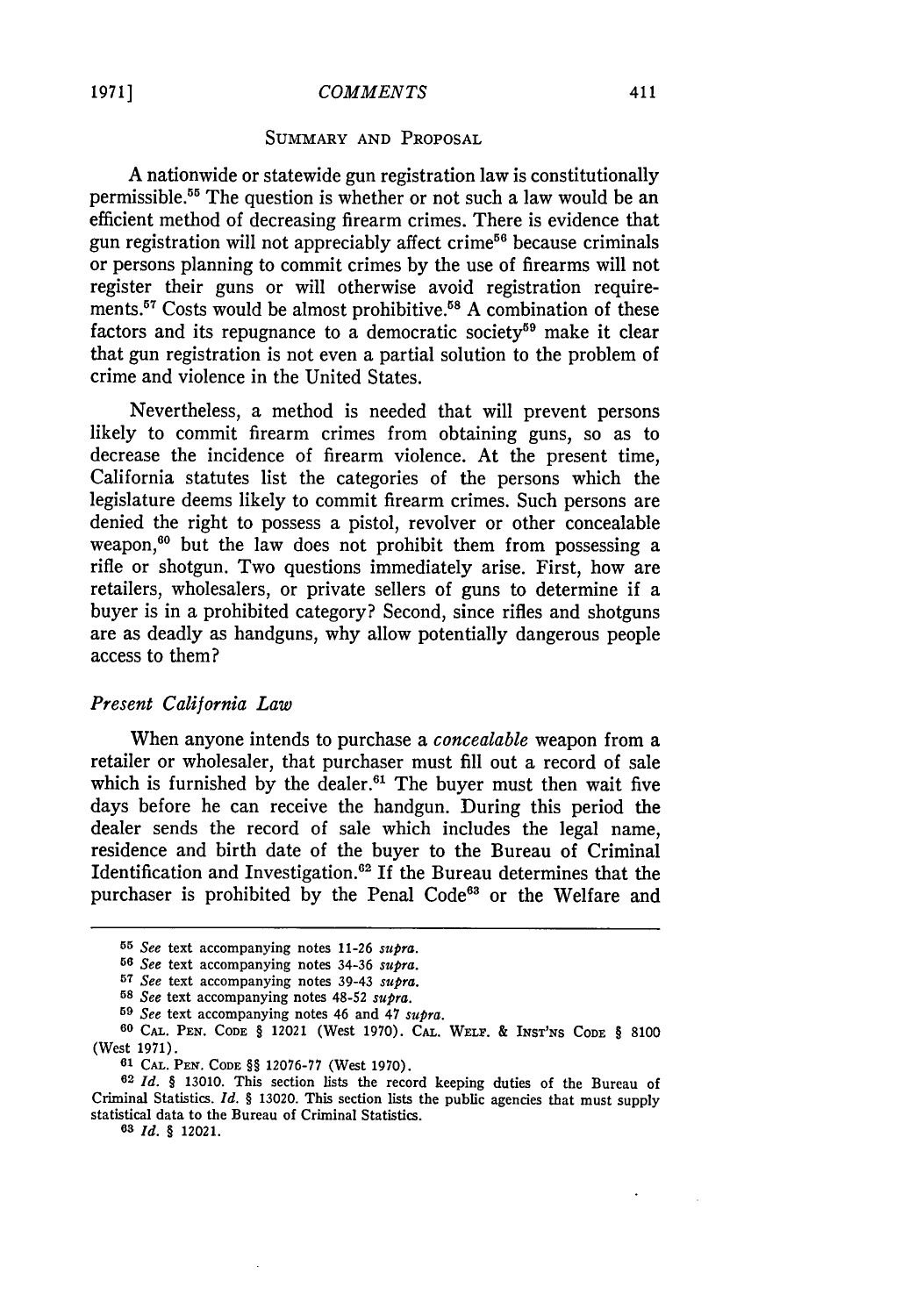## SUMMARY AND PROPOSAL

A nationwide or statewide gun registration law is constitutionally permissible.[55] The question is whether or not such a law would be an efficient method of decreasing firearm crimes. There is evidence that gun registration will not appreciably affect crime[56] because criminals or persons planning to commit crimes by the use of firearms will not register their guns or will otherwise avoid registration requirements.[57] Costs would be almost prohibitive.[58] A combination of these factors and its repugnance to a democratic society[59] make it clear that gun registration is not even a partial solution to the problem of crime and violence in the United States.

Nevertheless, a method is needed that will prevent persons likely to commit firearm crimes from obtaining guns, so as to decrease the incidence of firearm violence. At the present time, California statutes list the categories of the persons which the legislature deems likely to commit firearm crimes. Such persons are denied the right to possess a pistol, revolver or other concealable weapon,[60] but the law does not prohibit them from possessing a rifle or shotgun. Two questions immediately arise. First, how are retailers, wholesalers, or private sellers of guns to determine if a buyer is in a prohibited category? Second, since rifles and shotguns are as deadly as handguns, why allow potentially dangerous people access to them?

### *Present California Law*

When anyone intends to purchase a *concealable* weapon from a retailer or wholesaler, that purchaser must fill out a record of sale which is furnished by the dealer.[61] The buyer must then wait five days before he can receive the handgun. During this period the dealer sends the record of sale which includes the legal name, residence and birth date of the buyer to the Bureau of Criminal Identification and Investigation.[62] If the Bureau determines that the purchaser is prohibited by the Penal Code[63] or the Welfare and

---

55 *See* text accompanying notes 11-26 *supra*.

56 *See* text accompanying notes 34-36 *supra*.

57 *See* text accompanying notes 39-43 *supra*.

58 *See* text accompanying notes 48-52 *supra*.

59 *See* text accompanying notes 46 and 47 *supra*.

60 CAL. PEN. CODE § 12021 (West 1970). CAL. WELF. & INST'NS CODE § 8100 (West 1971).

61 CAL. PEN. CODE §§ 12076-77 (West 1970).

62 *Id.* § 13010. This section lists the record keeping duties of the Bureau of Criminal Statistics. *Id.* § 13020. This section lists the public agencies that must supply statistical data to the Bureau of Criminal Statistics.

63 *Id.* § 12021.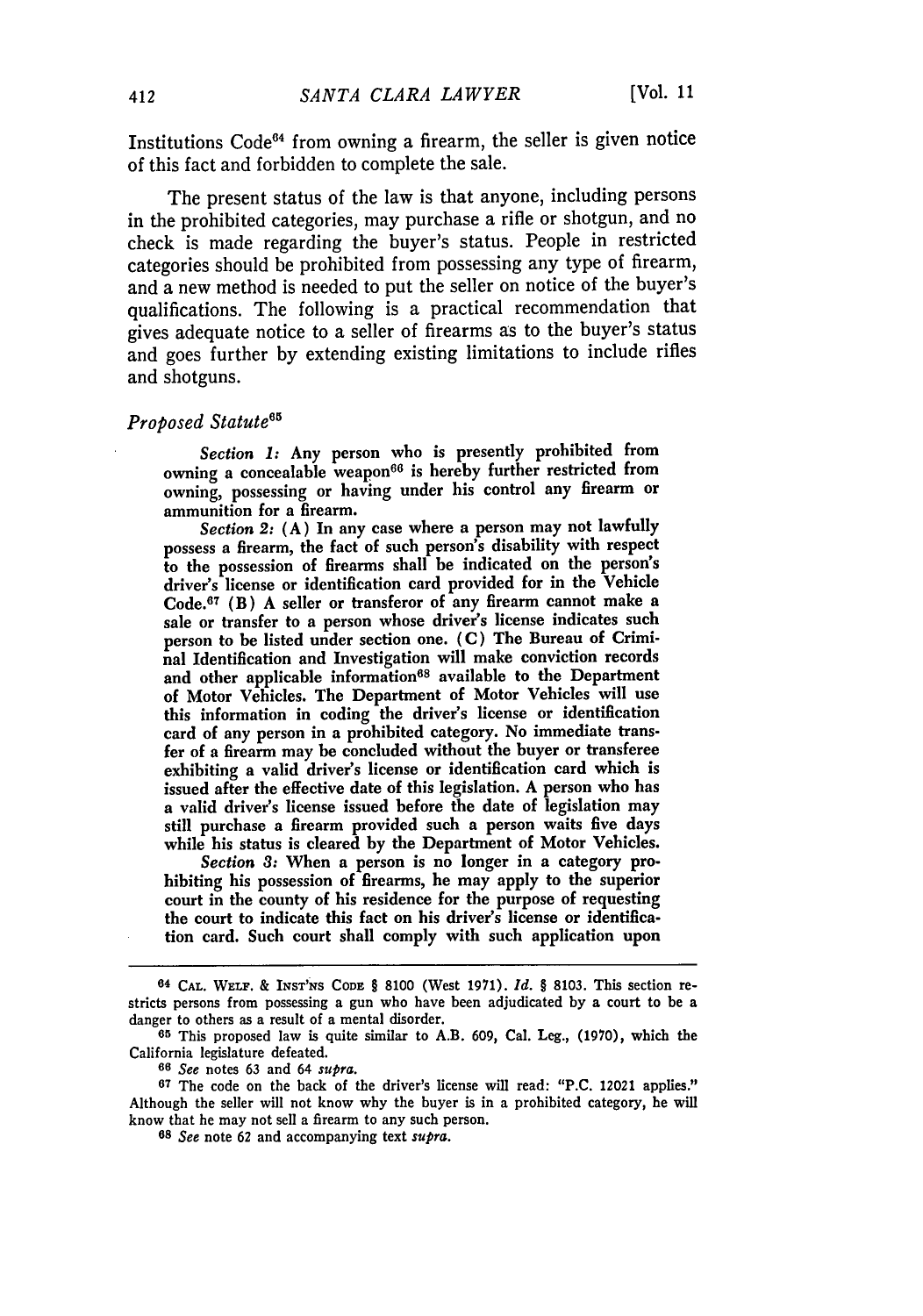Institutions Code[64] from owning a firearm, the seller is given notice of this fact and forbidden to complete the sale.

The present status of the law is that anyone, including persons in the prohibited categories, may purchase a rifle or shotgun, and no check is made regarding the buyer's status. People in restricted categories should be prohibited from possessing any type of firearm, and a new method is needed to put the seller on notice of the buyer's qualifications. The following is a practical recommendation that gives adequate notice to a seller of firearms as to the buyer's status and goes further by extending existing limitations to include rifles and shotguns.

### *Proposed Statute*[65]

> *Section 1:* Any person who is presently prohibited from owning a concealable weapon[66] is hereby further restricted from owning, possessing or having under his control any firearm or ammunition for a firearm.
>
> *Section 2:* (A) In any case where a person may not lawfully possess a firearm, the fact of such person's disability with respect to the possession of firearms shall be indicated on the person's driver's license or identification card provided for in the Vehicle Code.[67] (B) A seller or transferor of any firearm cannot make a sale or transfer to a person whose driver's license indicates such person to be listed under section one. (C) The Bureau of Criminal Identification and Investigation will make conviction records and other applicable information[68] available to the Department of Motor Vehicles. The Department of Motor Vehicles will use this information in coding the driver's license or identification card of any person in a prohibited category. No immediate transfer of a firearm may be concluded without the buyer or transferee exhibiting a valid driver's license or identification card which is issued after the effective date of this legislation. A person who has a valid driver's license issued before the date of legislation may still purchase a firearm provided such a person waits five days while his status is cleared by the Department of Motor Vehicles.
>
> *Section 3:* When a person is no longer in a category prohibiting his possession of firearms, he may apply to the superior court in the county of his residence for the purpose of requesting the court to indicate this fact on his driver's license or identification card. Such court shall comply with such application upon

---

[64] CAL. WELF. & INST'NS CODE § 8100 (West 1971). *Id.* § 8103. This section restricts persons from possessing a gun who have been adjudicated by a court to be a danger to others as a result of a mental disorder.

[65] This proposed law is quite similar to A.B. 609, Cal. Leg., (1970), which the California legislature defeated.

[66] *See* notes 63 and 64 *supra*.

[67] The code on the back of the driver's license will read: "P.C. 12021 applies." Although the seller will not know why the buyer is in a prohibited category, he will know that he may not sell a firearm to any such person.

[68] *See* note 62 and accompanying text *supra*.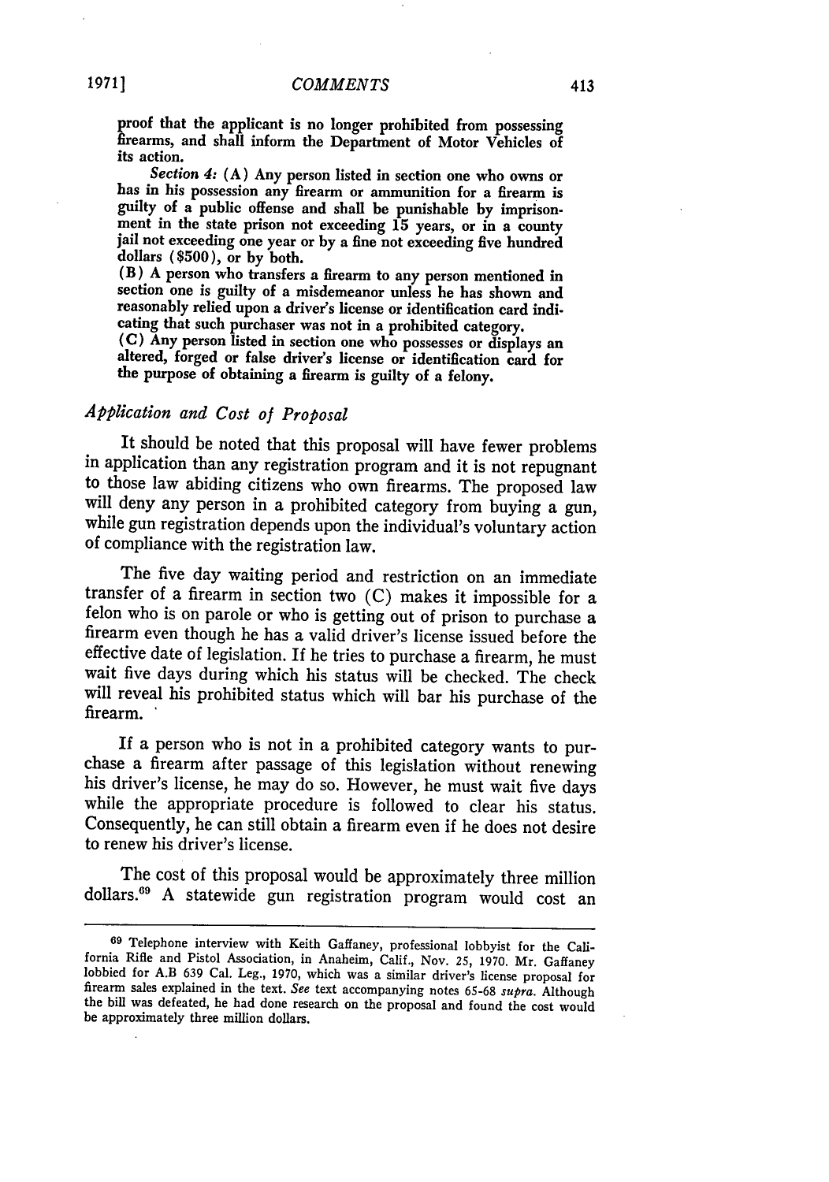proof that the applicant is no longer prohibited from possessing firearms, and shall inform the Department of Motor Vehicles of its action.

*Section 4:* (A) Any person listed in section one who owns or has in his possession any firearm or ammunition for a firearm is guilty of a public offense and shall be punishable by imprisonment in the state prison not exceeding 15 years, or in a county jail not exceeding one year or by a fine not exceeding five hundred dollars ($500), or by both.

(B) A person who transfers a firearm to any person mentioned in section one is guilty of a misdemeanor unless he has shown and reasonably relied upon a driver's license or identification card indicating that such purchaser was not in a prohibited category.

(C) Any person listed in section one who possesses or displays an altered, forged or false driver's license or identification card for the purpose of obtaining a firearm is guilty of a felony.

### *Application and Cost of Proposal*

It should be noted that this proposal will have fewer problems in application than any registration program and it is not repugnant to those law abiding citizens who own firearms. The proposed law will deny any person in a prohibited category from buying a gun, while gun registration depends upon the individual's voluntary action of compliance with the registration law.

The five day waiting period and restriction on an immediate transfer of a firearm in section two (C) makes it impossible for a felon who is on parole or who is getting out of prison to purchase a firearm even though he has a valid driver's license issued before the effective date of legislation. If he tries to purchase a firearm, he must wait five days during which his status will be checked. The check will reveal his prohibited status which will bar his purchase of the firearm.

If a person who is not in a prohibited category wants to purchase a firearm after passage of this legislation without renewing his driver's license, he may do so. However, he must wait five days while the appropriate procedure is followed to clear his status. Consequently, he can still obtain a firearm even if he does not desire to renew his driver's license.

The cost of this proposal would be approximately three million dollars.[69] A statewide gun registration program would cost an

---

[69] Telephone interview with Keith Gaffaney, professional lobbyist for the California Rifle and Pistol Association, in Anaheim, Calif., Nov. 25, 1970. Mr. Gaffaney lobbied for A.B 639 Cal. Leg., 1970, which was a similar driver's license proposal for firearm sales explained in the text. *See* text accompanying notes 65-68 *supra*. Although the bill was defeated, he had done research on the proposal and found the cost would be approximately three million dollars.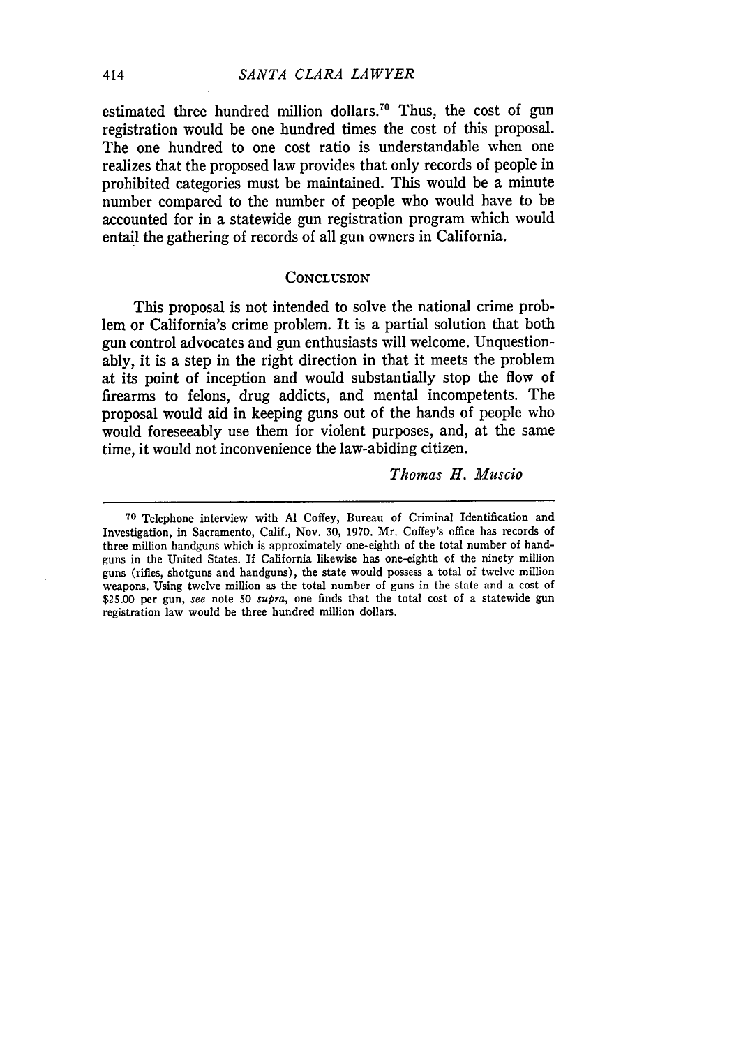estimated three hundred million dollars.[70] Thus, the cost of gun registration would be one hundred times the cost of this proposal. The one hundred to one cost ratio is understandable when one realizes that the proposed law provides that only records of people in prohibited categories must be maintained. This would be a minute number compared to the number of people who would have to be accounted for in a statewide gun registration program which would entail the gathering of records of all gun owners in California.

## CONCLUSION

This proposal is not intended to solve the national crime problem or California's crime problem. It is a partial solution that both gun control advocates and gun enthusiasts will welcome. Unquestionably, it is a step in the right direction in that it meets the problem at its point of inception and would substantially stop the flow of firearms to felons, drug addicts, and mental incompetents. The proposal would aid in keeping guns out of the hands of people who would foreseeably use them for violent purposes, and, at the same time, it would not inconvenience the law-abiding citizen.

*Thomas H. Muscio*

---

[70] Telephone interview with Al Coffey, Bureau of Criminal Identification and Investigation, in Sacramento, Calif., Nov. 30, 1970. Mr. Coffey's office has records of three million handguns which is approximately one-eighth of the total number of handguns in the United States. If California likewise has one-eighth of the ninety million guns (rifles, shotguns and handguns), the state would possess a total of twelve million weapons. Using twelve million as the total number of guns in the state and a cost of $25.00 per gun, *see* note 50 *supra*, one finds that the total cost of a statewide gun registration law would be three hundred million dollars.